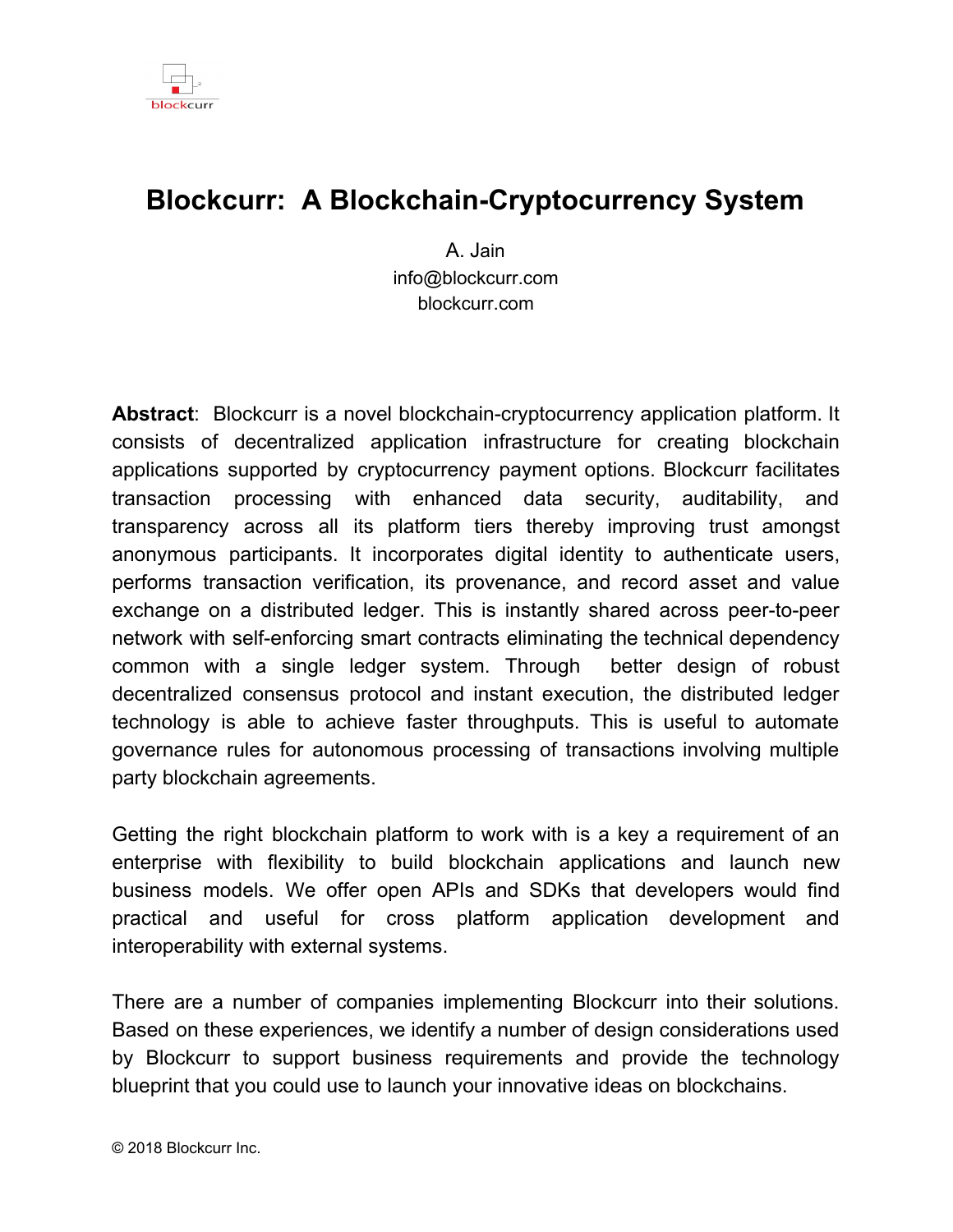# Blockcurr: A Blockchain-Cryptocurrency System

A. Jain
info@blockcurr.com
blockcurr.com

**Abstract**: Blockcurr is a novel blockchain-cryptocurrency application platform. It consists of decentralized application infrastructure for creating blockchain applications supported by cryptocurrency payment options. Blockcurr facilitates transaction processing with enhanced data security, auditability, and transparency across all its platform tiers thereby improving trust amongst anonymous participants. It incorporates digital identity to authenticate users, performs transaction verification, its provenance, and record asset and value exchange on a distributed ledger. This is instantly shared across peer-to-peer network with self-enforcing smart contracts eliminating the technical dependency common with a single ledger system. Through better design of robust decentralized consensus protocol and instant execution, the distributed ledger technology is able to achieve faster throughputs. This is useful to automate governance rules for autonomous processing of transactions involving multiple party blockchain agreements.

Getting the right blockchain platform to work with is a key a requirement of an enterprise with flexibility to build blockchain applications and launch new business models. We offer open APIs and SDKs that developers would find practical and useful for cross platform application development and interoperability with external systems.

There are a number of companies implementing Blockcurr into their solutions. Based on these experiences, we identify a number of design considerations used by Blockcurr to support business requirements and provide the technology blueprint that you could use to launch your innovative ideas on blockchains.

© 2018 Blockcurr Inc.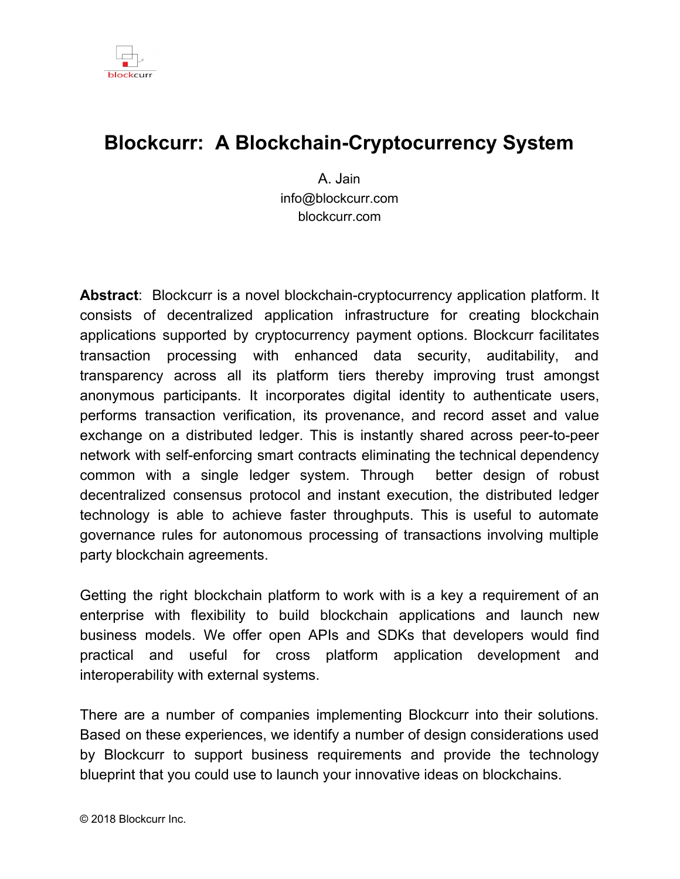blockcurr

# Blockcurr: A Blockchain-Cryptocurrency System

A. Jain
info@blockcurr.com
blockcurr.com

**Abstract**: Blockcurr is a novel blockchain-cryptocurrency application platform. It consists of decentralized application infrastructure for creating blockchain applications supported by cryptocurrency payment options. Blockcurr facilitates transaction processing with enhanced data security, auditability, and transparency across all its platform tiers thereby improving trust amongst anonymous participants. It incorporates digital identity to authenticate users, performs transaction verification, its provenance, and record asset and value exchange on a distributed ledger. This is instantly shared across peer-to-peer network with self-enforcing smart contracts eliminating the technical dependency common with a single ledger system. Through better design of robust decentralized consensus protocol and instant execution, the distributed ledger technology is able to achieve faster throughputs. This is useful to automate governance rules for autonomous processing of transactions involving multiple party blockchain agreements.

Getting the right blockchain platform to work with is a key a requirement of an enterprise with flexibility to build blockchain applications and launch new business models. We offer open APIs and SDKs that developers would find practical and useful for cross platform application development and interoperability with external systems.

There are a number of companies implementing Blockcurr into their solutions. Based on these experiences, we identify a number of design considerations used by Blockcurr to support business requirements and provide the technology blueprint that you could use to launch your innovative ideas on blockchains.

© 2018 Blockcurr Inc.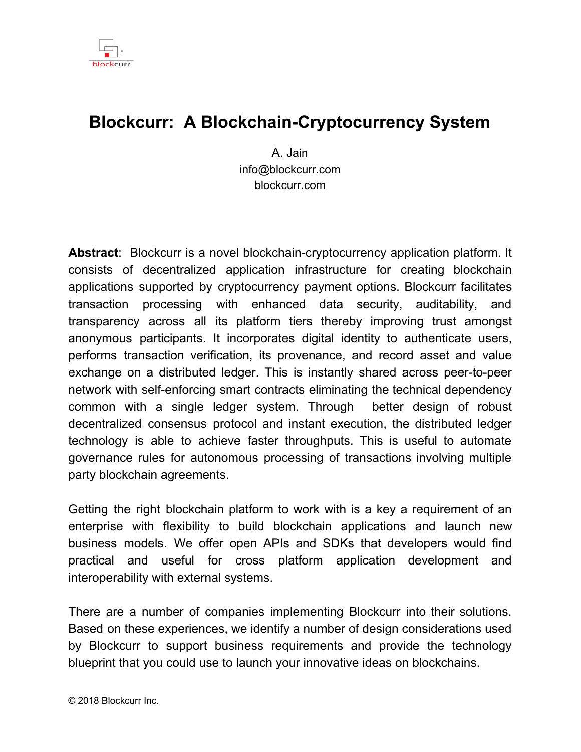# Blockcurr: A Blockchain-Cryptocurrency System

A. Jain
info@blockcurr.com
blockcurr.com

**Abstract**: Blockcurr is a novel blockchain-cryptocurrency application platform. It consists of decentralized application infrastructure for creating blockchain applications supported by cryptocurrency payment options. Blockcurr facilitates transaction processing with enhanced data security, auditability, and transparency across all its platform tiers thereby improving trust amongst anonymous participants. It incorporates digital identity to authenticate users, performs transaction verification, its provenance, and record asset and value exchange on a distributed ledger. This is instantly shared across peer-to-peer network with self-enforcing smart contracts eliminating the technical dependency common with a single ledger system. Through better design of robust decentralized consensus protocol and instant execution, the distributed ledger technology is able to achieve faster throughputs. This is useful to automate governance rules for autonomous processing of transactions involving multiple party blockchain agreements.

Getting the right blockchain platform to work with is a key a requirement of an enterprise with flexibility to build blockchain applications and launch new business models. We offer open APIs and SDKs that developers would find practical and useful for cross platform application development and interoperability with external systems.

There are a number of companies implementing Blockcurr into their solutions. Based on these experiences, we identify a number of design considerations used by Blockcurr to support business requirements and provide the technology blueprint that you could use to launch your innovative ideas on blockchains.

© 2018 Blockcurr Inc.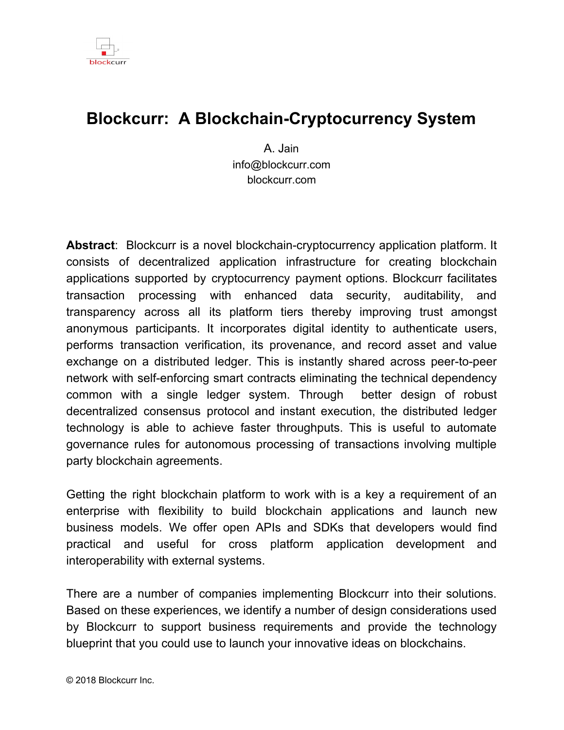# Blockcurr: A Blockchain-Cryptocurrency System

A. Jain
info@blockcurr.com
blockcurr.com

**Abstract**: Blockcurr is a novel blockchain-cryptocurrency application platform. It consists of decentralized application infrastructure for creating blockchain applications supported by cryptocurrency payment options. Blockcurr facilitates transaction processing with enhanced data security, auditability, and transparency across all its platform tiers thereby improving trust amongst anonymous participants. It incorporates digital identity to authenticate users, performs transaction verification, its provenance, and record asset and value exchange on a distributed ledger. This is instantly shared across peer-to-peer network with self-enforcing smart contracts eliminating the technical dependency common with a single ledger system. Through better design of robust decentralized consensus protocol and instant execution, the distributed ledger technology is able to achieve faster throughputs. This is useful to automate governance rules for autonomous processing of transactions involving multiple party blockchain agreements.

Getting the right blockchain platform to work with is a key a requirement of an enterprise with flexibility to build blockchain applications and launch new business models. We offer open APIs and SDKs that developers would find practical and useful for cross platform application development and interoperability with external systems.

There are a number of companies implementing Blockcurr into their solutions. Based on these experiences, we identify a number of design considerations used by Blockcurr to support business requirements and provide the technology blueprint that you could use to launch your innovative ideas on blockchains.

© 2018 Blockcurr Inc.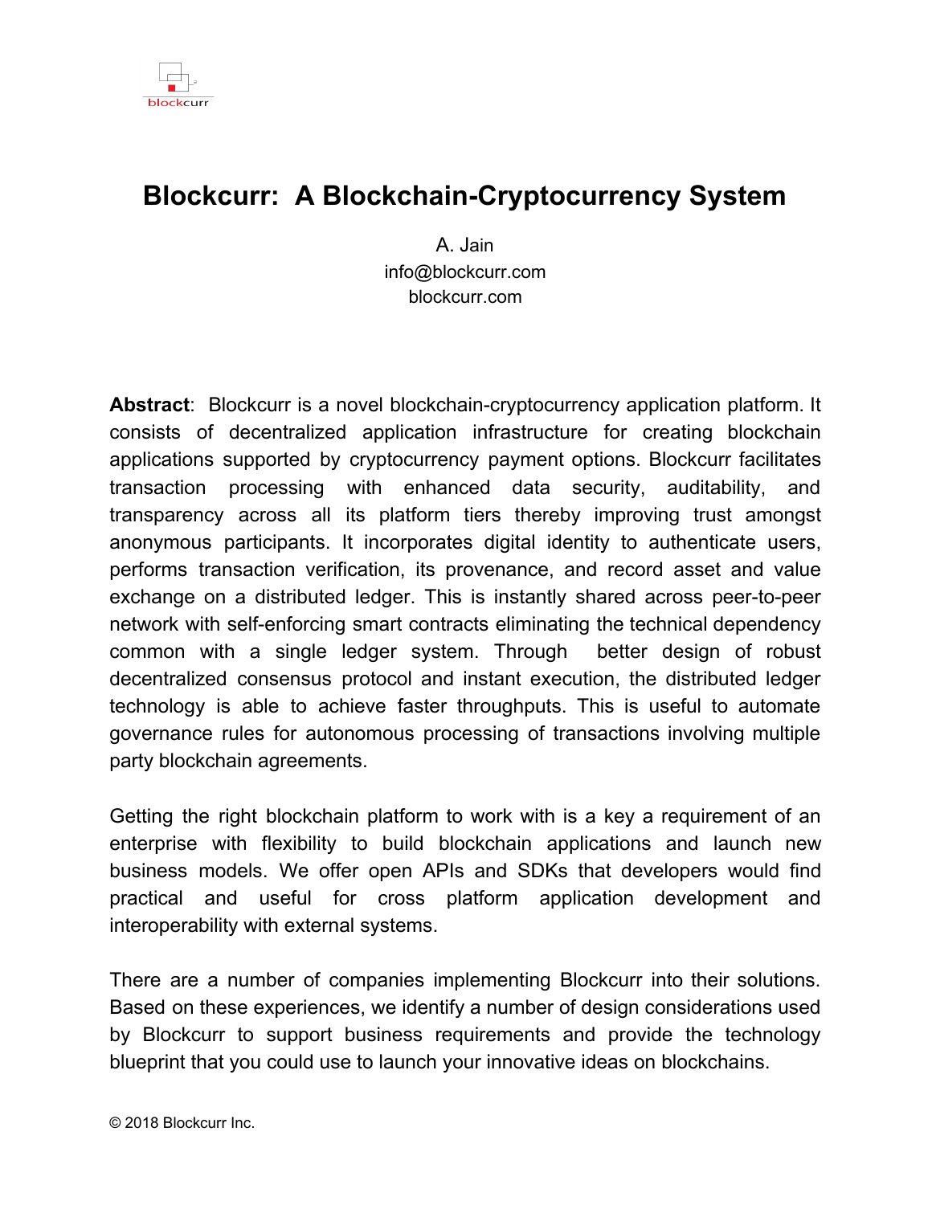# Blockcurr: A Blockchain-Cryptocurrency System

A. Jain
info@blockcurr.com
blockcurr.com

**Abstract**: Blockcurr is a novel blockchain-cryptocurrency application platform. It consists of decentralized application infrastructure for creating blockchain applications supported by cryptocurrency payment options. Blockcurr facilitates transaction processing with enhanced data security, auditability, and transparency across all its platform tiers thereby improving trust amongst anonymous participants. It incorporates digital identity to authenticate users, performs transaction verification, its provenance, and record asset and value exchange on a distributed ledger. This is instantly shared across peer-to-peer network with self-enforcing smart contracts eliminating the technical dependency common with a single ledger system. Through better design of robust decentralized consensus protocol and instant execution, the distributed ledger technology is able to achieve faster throughputs. This is useful to automate governance rules for autonomous processing of transactions involving multiple party blockchain agreements.

Getting the right blockchain platform to work with is a key a requirement of an enterprise with flexibility to build blockchain applications and launch new business models. We offer open APIs and SDKs that developers would find practical and useful for cross platform application development and interoperability with external systems.

There are a number of companies implementing Blockcurr into their solutions. Based on these experiences, we identify a number of design considerations used by Blockcurr to support business requirements and provide the technology blueprint that you could use to launch your innovative ideas on blockchains.

© 2018 Blockcurr Inc.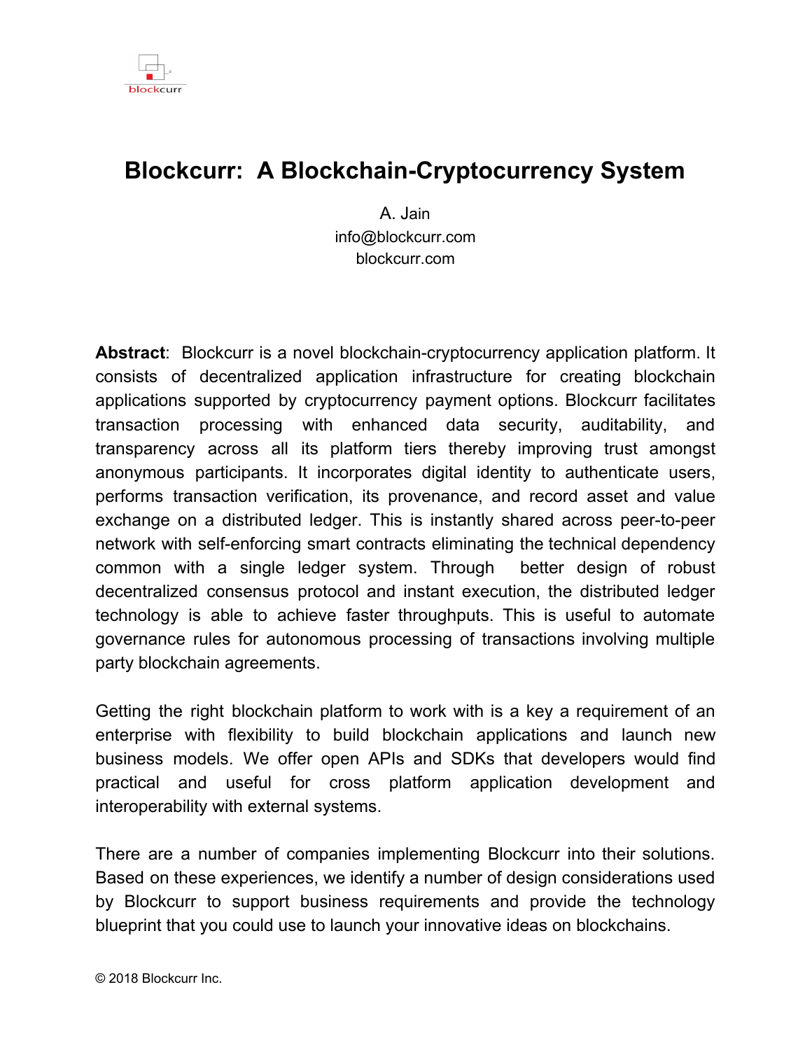# Blockcurr: A Blockchain-Cryptocurrency System

A. Jain
info@blockcurr.com
blockcurr.com

**Abstract**: Blockcurr is a novel blockchain-cryptocurrency application platform. It consists of decentralized application infrastructure for creating blockchain applications supported by cryptocurrency payment options. Blockcurr facilitates transaction processing with enhanced data security, auditability, and transparency across all its platform tiers thereby improving trust amongst anonymous participants. It incorporates digital identity to authenticate users, performs transaction verification, its provenance, and record asset and value exchange on a distributed ledger. This is instantly shared across peer-to-peer network with self-enforcing smart contracts eliminating the technical dependency common with a single ledger system. Through better design of robust decentralized consensus protocol and instant execution, the distributed ledger technology is able to achieve faster throughputs. This is useful to automate governance rules for autonomous processing of transactions involving multiple party blockchain agreements.

Getting the right blockchain platform to work with is a key a requirement of an enterprise with flexibility to build blockchain applications and launch new business models. We offer open APIs and SDKs that developers would find practical and useful for cross platform application development and interoperability with external systems.

There are a number of companies implementing Blockcurr into their solutions. Based on these experiences, we identify a number of design considerations used by Blockcurr to support business requirements and provide the technology blueprint that you could use to launch your innovative ideas on blockchains.

© 2018 Blockcurr Inc.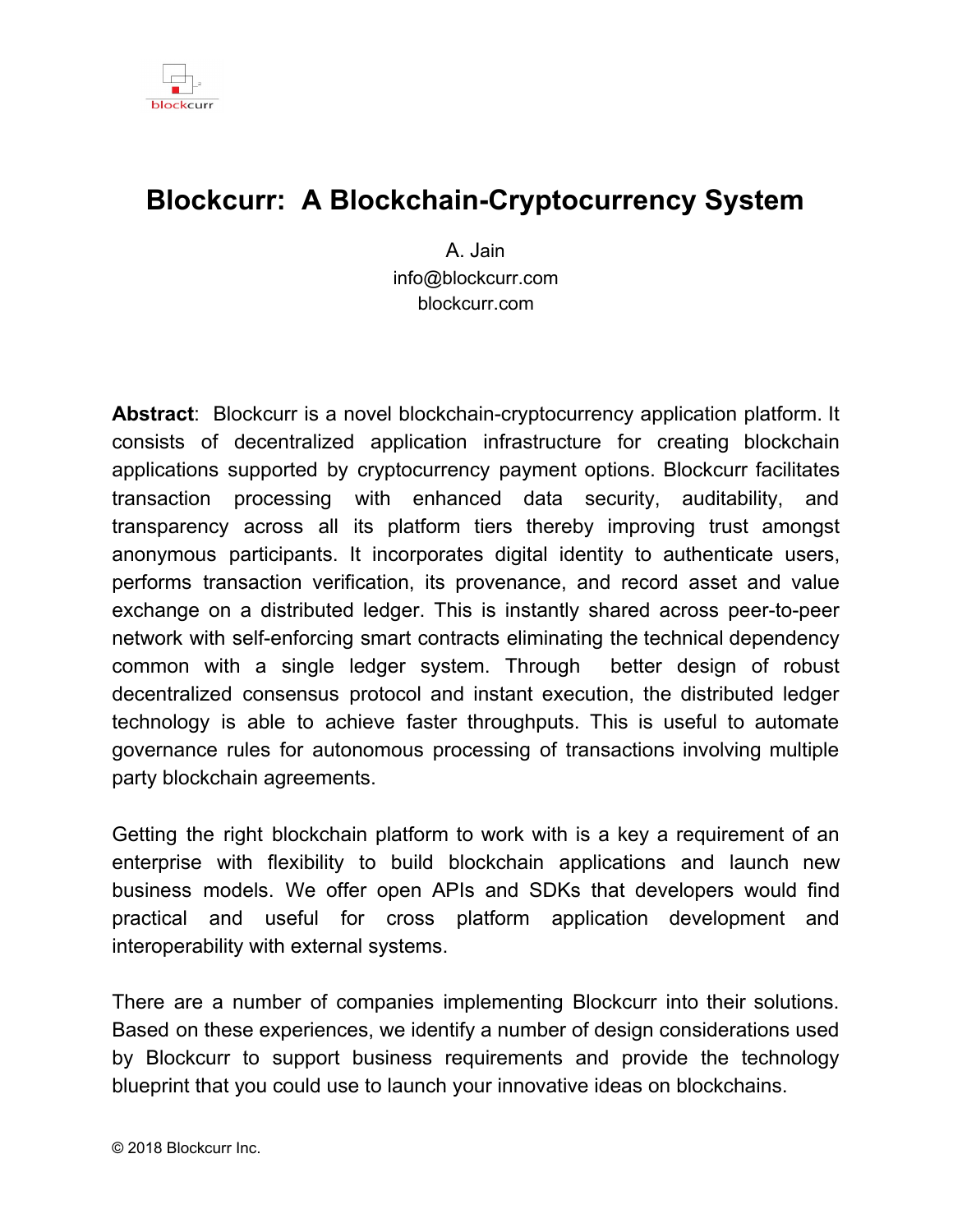# Blockcurr: A Blockchain-Cryptocurrency System

A. Jain
info@blockcurr.com
blockcurr.com

**Abstract**: Blockcurr is a novel blockchain-cryptocurrency application platform. It consists of decentralized application infrastructure for creating blockchain applications supported by cryptocurrency payment options. Blockcurr facilitates transaction processing with enhanced data security, auditability, and transparency across all its platform tiers thereby improving trust amongst anonymous participants. It incorporates digital identity to authenticate users, performs transaction verification, its provenance, and record asset and value exchange on a distributed ledger. This is instantly shared across peer-to-peer network with self-enforcing smart contracts eliminating the technical dependency common with a single ledger system. Through better design of robust decentralized consensus protocol and instant execution, the distributed ledger technology is able to achieve faster throughputs. This is useful to automate governance rules for autonomous processing of transactions involving multiple party blockchain agreements.

Getting the right blockchain platform to work with is a key a requirement of an enterprise with flexibility to build blockchain applications and launch new business models. We offer open APIs and SDKs that developers would find practical and useful for cross platform application development and interoperability with external systems.

There are a number of companies implementing Blockcurr into their solutions. Based on these experiences, we identify a number of design considerations used by Blockcurr to support business requirements and provide the technology blueprint that you could use to launch your innovative ideas on blockchains.

© 2018 Blockcurr Inc.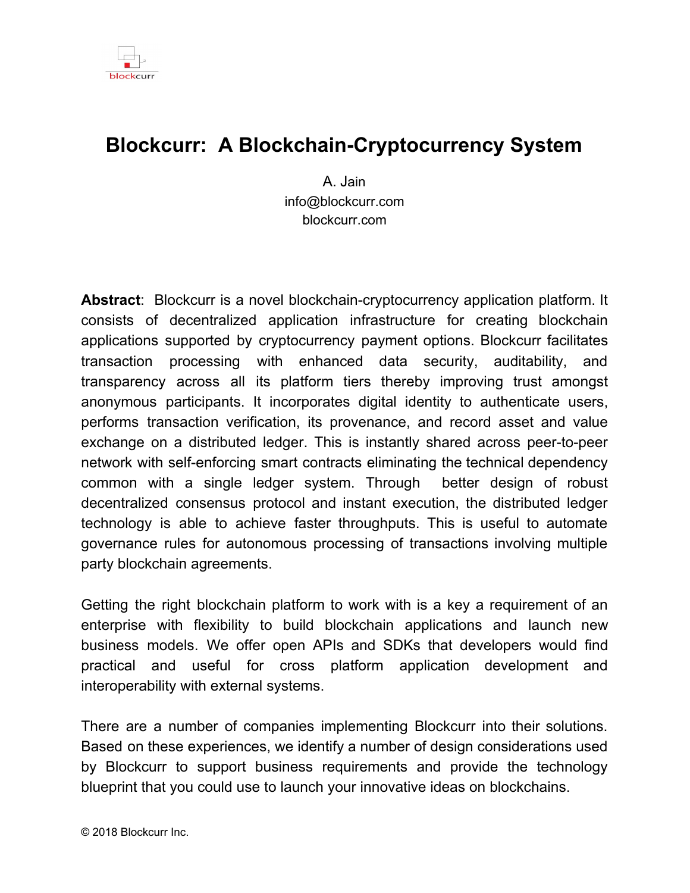# Blockcurr: A Blockchain-Cryptocurrency System

A. Jain
info@blockcurr.com
blockcurr.com

**Abstract**: Blockcurr is a novel blockchain-cryptocurrency application platform. It consists of decentralized application infrastructure for creating blockchain applications supported by cryptocurrency payment options. Blockcurr facilitates transaction processing with enhanced data security, auditability, and transparency across all its platform tiers thereby improving trust amongst anonymous participants. It incorporates digital identity to authenticate users, performs transaction verification, its provenance, and record asset and value exchange on a distributed ledger. This is instantly shared across peer-to-peer network with self-enforcing smart contracts eliminating the technical dependency common with a single ledger system. Through better design of robust decentralized consensus protocol and instant execution, the distributed ledger technology is able to achieve faster throughputs. This is useful to automate governance rules for autonomous processing of transactions involving multiple party blockchain agreements.

Getting the right blockchain platform to work with is a key a requirement of an enterprise with flexibility to build blockchain applications and launch new business models. We offer open APIs and SDKs that developers would find practical and useful for cross platform application development and interoperability with external systems.

There are a number of companies implementing Blockcurr into their solutions. Based on these experiences, we identify a number of design considerations used by Blockcurr to support business requirements and provide the technology blueprint that you could use to launch your innovative ideas on blockchains.

© 2018 Blockcurr Inc.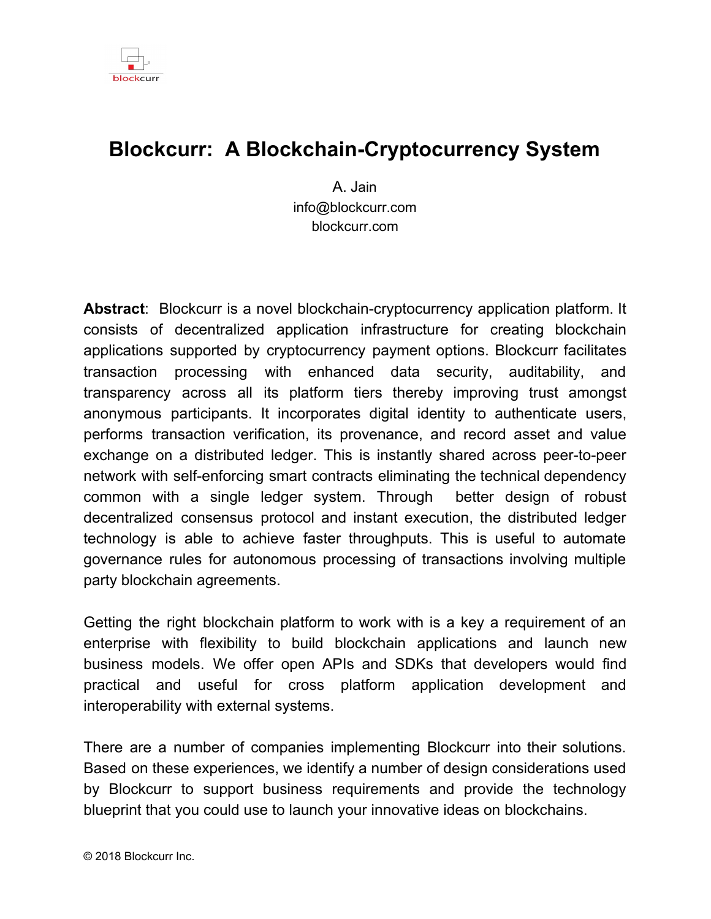# Blockcurr: A Blockchain-Cryptocurrency System

A. Jain
info@blockcurr.com
blockcurr.com

**Abstract**: Blockcurr is a novel blockchain-cryptocurrency application platform. It consists of decentralized application infrastructure for creating blockchain applications supported by cryptocurrency payment options. Blockcurr facilitates transaction processing with enhanced data security, auditability, and transparency across all its platform tiers thereby improving trust amongst anonymous participants. It incorporates digital identity to authenticate users, performs transaction verification, its provenance, and record asset and value exchange on a distributed ledger. This is instantly shared across peer-to-peer network with self-enforcing smart contracts eliminating the technical dependency common with a single ledger system. Through better design of robust decentralized consensus protocol and instant execution, the distributed ledger technology is able to achieve faster throughputs. This is useful to automate governance rules for autonomous processing of transactions involving multiple party blockchain agreements.

Getting the right blockchain platform to work with is a key a requirement of an enterprise with flexibility to build blockchain applications and launch new business models. We offer open APIs and SDKs that developers would find practical and useful for cross platform application development and interoperability with external systems.

There are a number of companies implementing Blockcurr into their solutions. Based on these experiences, we identify a number of design considerations used by Blockcurr to support business requirements and provide the technology blueprint that you could use to launch your innovative ideas on blockchains.

© 2018 Blockcurr Inc.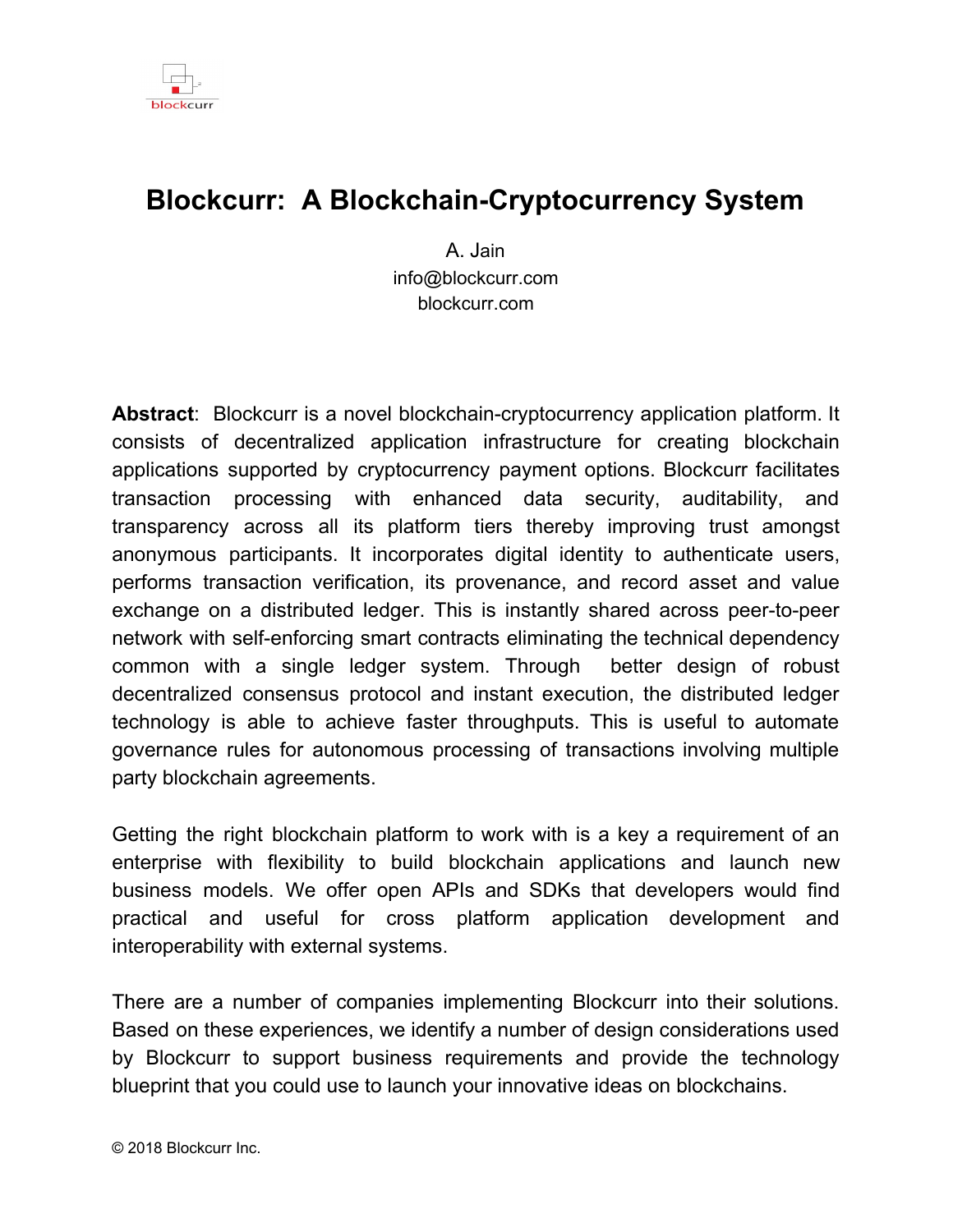# Blockcurr: A Blockchain-Cryptocurrency System

A. Jain
info@blockcurr.com
blockcurr.com

**Abstract**: Blockcurr is a novel blockchain-cryptocurrency application platform. It consists of decentralized application infrastructure for creating blockchain applications supported by cryptocurrency payment options. Blockcurr facilitates transaction processing with enhanced data security, auditability, and transparency across all its platform tiers thereby improving trust amongst anonymous participants. It incorporates digital identity to authenticate users, performs transaction verification, its provenance, and record asset and value exchange on a distributed ledger. This is instantly shared across peer-to-peer network with self-enforcing smart contracts eliminating the technical dependency common with a single ledger system. Through better design of robust decentralized consensus protocol and instant execution, the distributed ledger technology is able to achieve faster throughputs. This is useful to automate governance rules for autonomous processing of transactions involving multiple party blockchain agreements.

Getting the right blockchain platform to work with is a key a requirement of an enterprise with flexibility to build blockchain applications and launch new business models. We offer open APIs and SDKs that developers would find practical and useful for cross platform application development and interoperability with external systems.

There are a number of companies implementing Blockcurr into their solutions. Based on these experiences, we identify a number of design considerations used by Blockcurr to support business requirements and provide the technology blueprint that you could use to launch your innovative ideas on blockchains.

© 2018 Blockcurr Inc.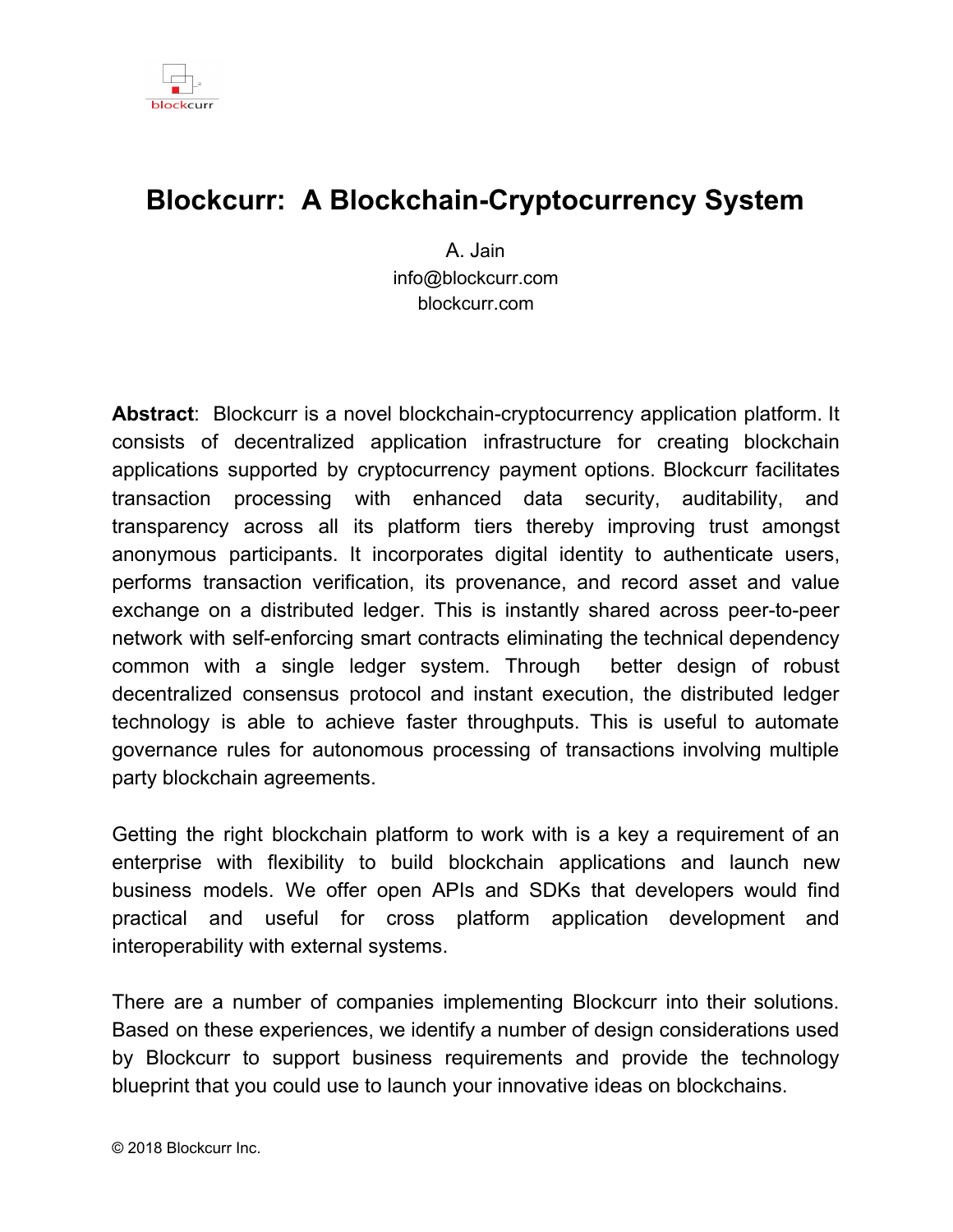# Blockcurr:  A Blockchain-Cryptocurrency System

A. Jain
info@blockcurr.com
blockcurr.com

**Abstract**:  Blockcurr is a novel blockchain-cryptocurrency application platform. It consists of decentralized application infrastructure for creating blockchain applications supported by cryptocurrency payment options. Blockcurr facilitates transaction processing with enhanced data security, auditability, and transparency across all its platform tiers thereby improving trust amongst anonymous participants. It incorporates digital identity to authenticate users, performs transaction verification, its provenance, and record asset and value exchange on a distributed ledger. This is instantly shared across peer-to-peer network with self-enforcing smart contracts eliminating the technical dependency common with a single ledger system. Through  better design of robust decentralized consensus protocol and instant execution, the distributed ledger technology is able to achieve faster throughputs. This is useful to automate governance rules for autonomous processing of transactions involving multiple party blockchain agreements.

Getting the right blockchain platform to work with is a key a requirement of an enterprise with flexibility to build blockchain applications and launch new business models. We offer open APIs and SDKs that developers would find practical and useful for cross platform application development and interoperability with external systems.

There are a number of companies implementing Blockcurr into their solutions. Based on these experiences, we identify a number of design considerations used by Blockcurr to support business requirements and provide the technology blueprint that you could use to launch your innovative ideas on blockchains.

© 2018 Blockcurr Inc.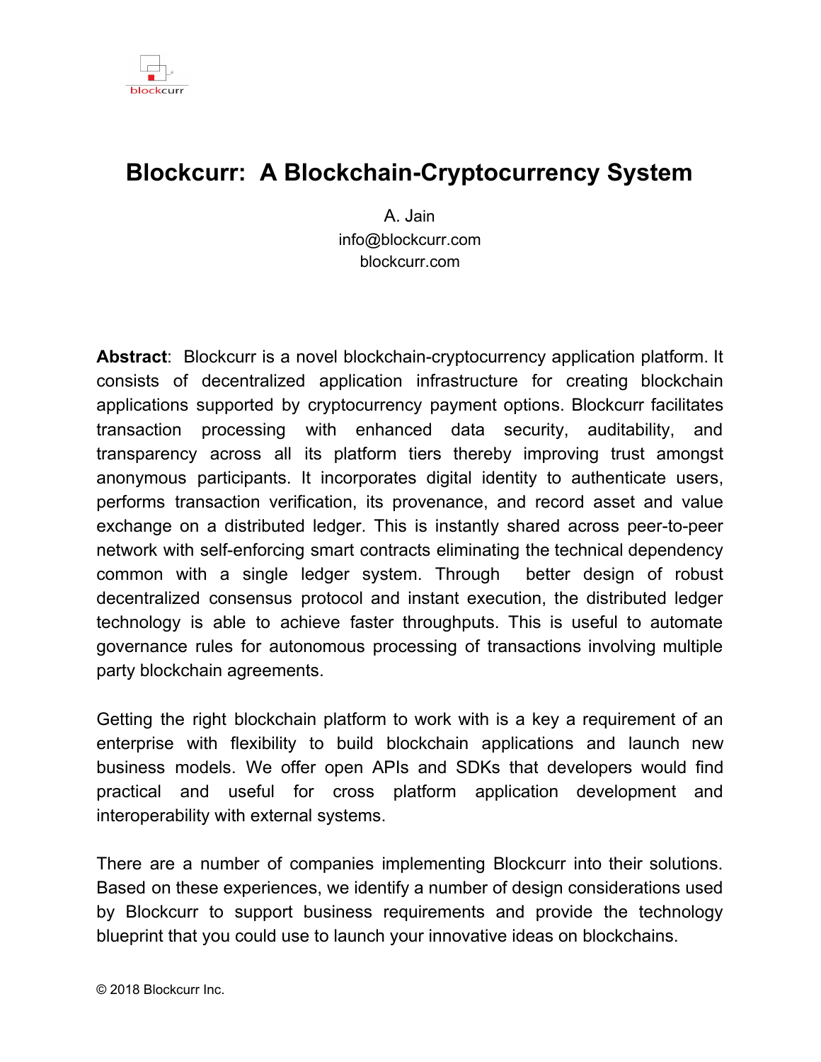# Blockcurr: A Blockchain-Cryptocurrency System

A. Jain
info@blockcurr.com
blockcurr.com

**Abstract**: Blockcurr is a novel blockchain-cryptocurrency application platform. It consists of decentralized application infrastructure for creating blockchain applications supported by cryptocurrency payment options. Blockcurr facilitates transaction processing with enhanced data security, auditability, and transparency across all its platform tiers thereby improving trust amongst anonymous participants. It incorporates digital identity to authenticate users, performs transaction verification, its provenance, and record asset and value exchange on a distributed ledger. This is instantly shared across peer-to-peer network with self-enforcing smart contracts eliminating the technical dependency common with a single ledger system. Through better design of robust decentralized consensus protocol and instant execution, the distributed ledger technology is able to achieve faster throughputs. This is useful to automate governance rules for autonomous processing of transactions involving multiple party blockchain agreements.

Getting the right blockchain platform to work with is a key a requirement of an enterprise with flexibility to build blockchain applications and launch new business models. We offer open APIs and SDKs that developers would find practical and useful for cross platform application development and interoperability with external systems.

There are a number of companies implementing Blockcurr into their solutions. Based on these experiences, we identify a number of design considerations used by Blockcurr to support business requirements and provide the technology blueprint that you could use to launch your innovative ideas on blockchains.

© 2018 Blockcurr Inc.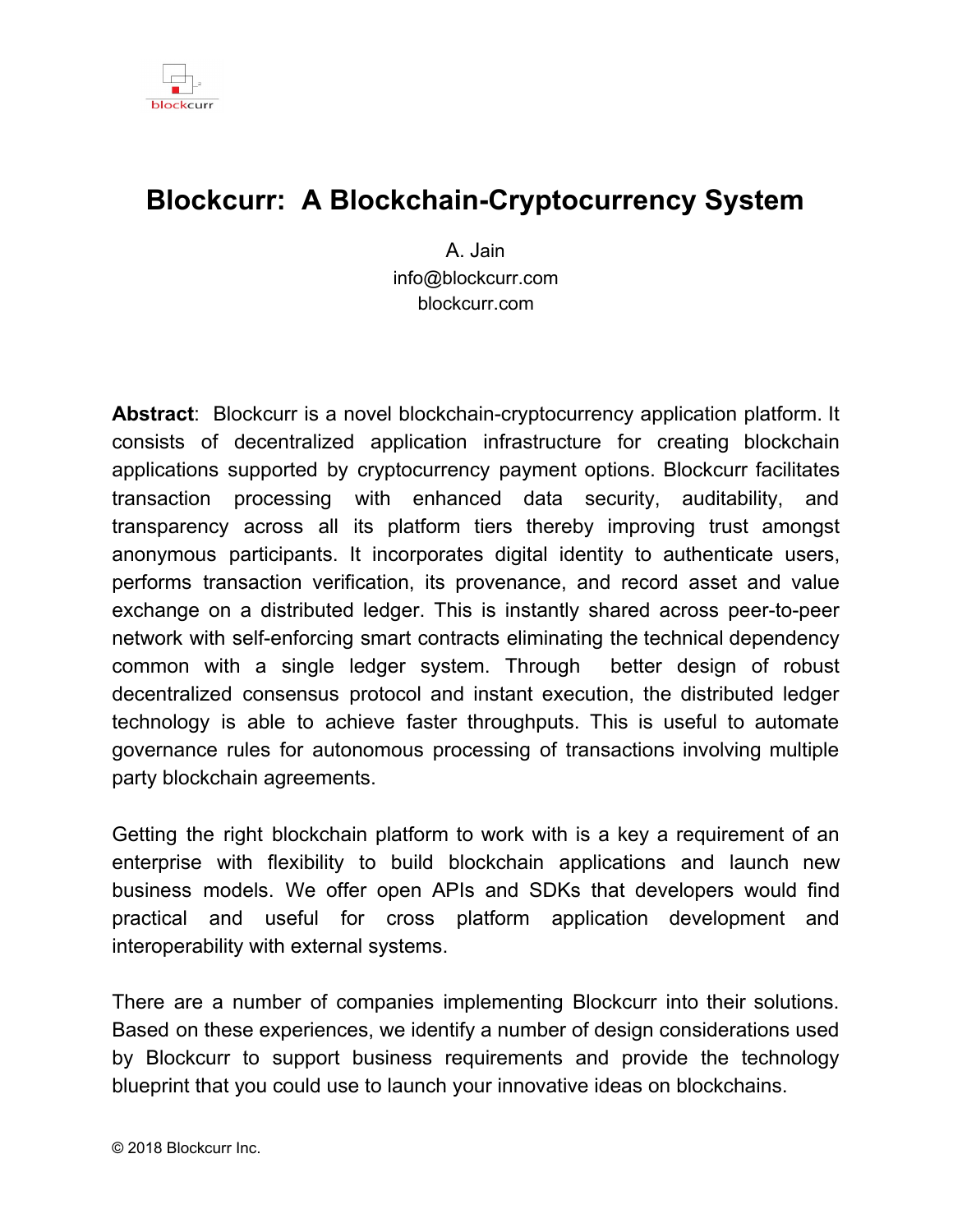# Blockcurr: A Blockchain-Cryptocurrency System

A. Jain
info@blockcurr.com
blockcurr.com

**Abstract**: Blockcurr is a novel blockchain-cryptocurrency application platform. It consists of decentralized application infrastructure for creating blockchain applications supported by cryptocurrency payment options. Blockcurr facilitates transaction processing with enhanced data security, auditability, and transparency across all its platform tiers thereby improving trust amongst anonymous participants. It incorporates digital identity to authenticate users, performs transaction verification, its provenance, and record asset and value exchange on a distributed ledger. This is instantly shared across peer-to-peer network with self-enforcing smart contracts eliminating the technical dependency common with a single ledger system. Through better design of robust decentralized consensus protocol and instant execution, the distributed ledger technology is able to achieve faster throughputs. This is useful to automate governance rules for autonomous processing of transactions involving multiple party blockchain agreements.

Getting the right blockchain platform to work with is a key a requirement of an enterprise with flexibility to build blockchain applications and launch new business models. We offer open APIs and SDKs that developers would find practical and useful for cross platform application development and interoperability with external systems.

There are a number of companies implementing Blockcurr into their solutions. Based on these experiences, we identify a number of design considerations used by Blockcurr to support business requirements and provide the technology blueprint that you could use to launch your innovative ideas on blockchains.

© 2018 Blockcurr Inc.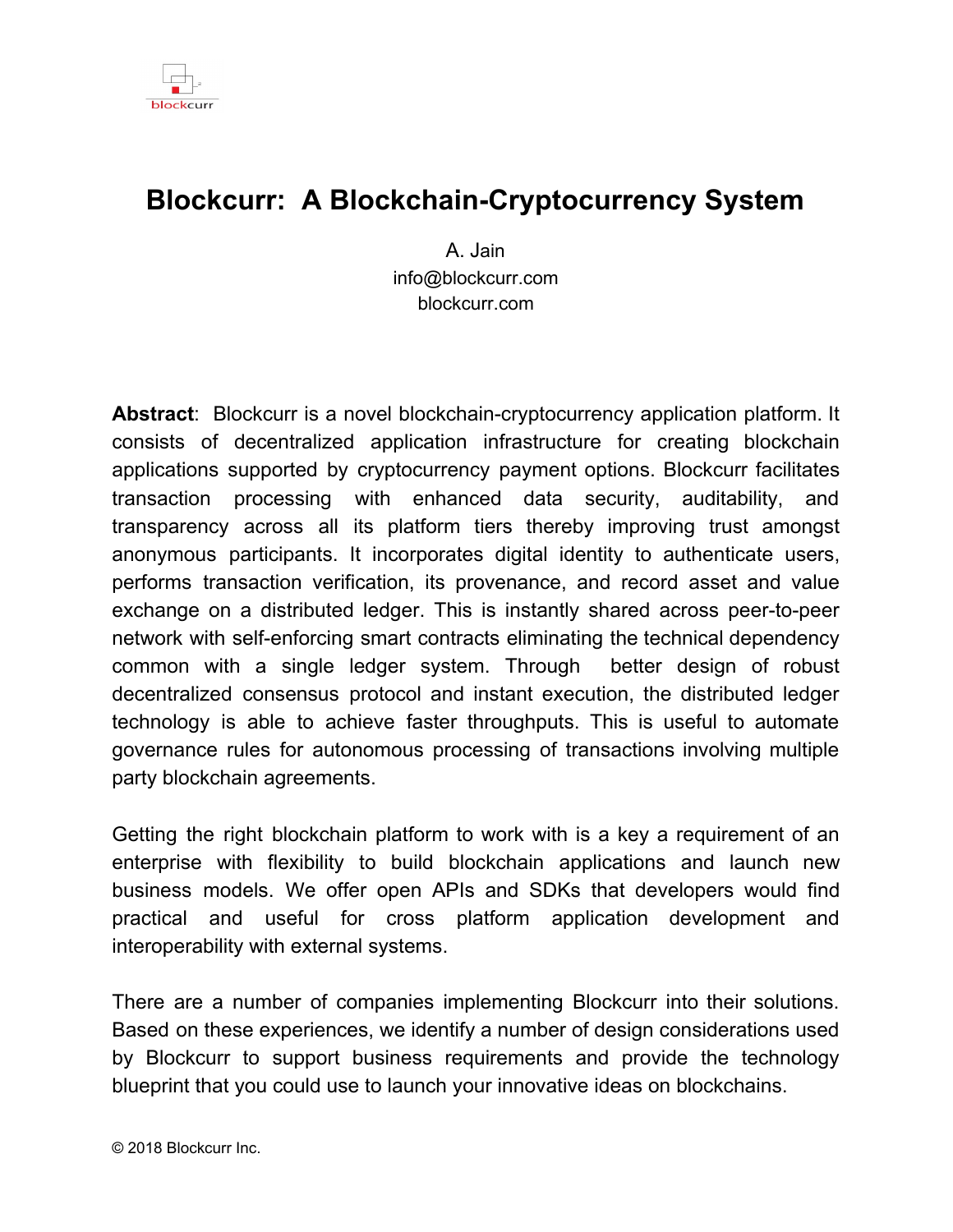# Blockcurr: A Blockchain-Cryptocurrency System

A. Jain
info@blockcurr.com
blockcurr.com

**Abstract**: Blockcurr is a novel blockchain-cryptocurrency application platform. It consists of decentralized application infrastructure for creating blockchain applications supported by cryptocurrency payment options. Blockcurr facilitates transaction processing with enhanced data security, auditability, and transparency across all its platform tiers thereby improving trust amongst anonymous participants. It incorporates digital identity to authenticate users, performs transaction verification, its provenance, and record asset and value exchange on a distributed ledger. This is instantly shared across peer-to-peer network with self-enforcing smart contracts eliminating the technical dependency common with a single ledger system. Through better design of robust decentralized consensus protocol and instant execution, the distributed ledger technology is able to achieve faster throughputs. This is useful to automate governance rules for autonomous processing of transactions involving multiple party blockchain agreements.

Getting the right blockchain platform to work with is a key a requirement of an enterprise with flexibility to build blockchain applications and launch new business models. We offer open APIs and SDKs that developers would find practical and useful for cross platform application development and interoperability with external systems.

There are a number of companies implementing Blockcurr into their solutions. Based on these experiences, we identify a number of design considerations used by Blockcurr to support business requirements and provide the technology blueprint that you could use to launch your innovative ideas on blockchains.

© 2018 Blockcurr Inc.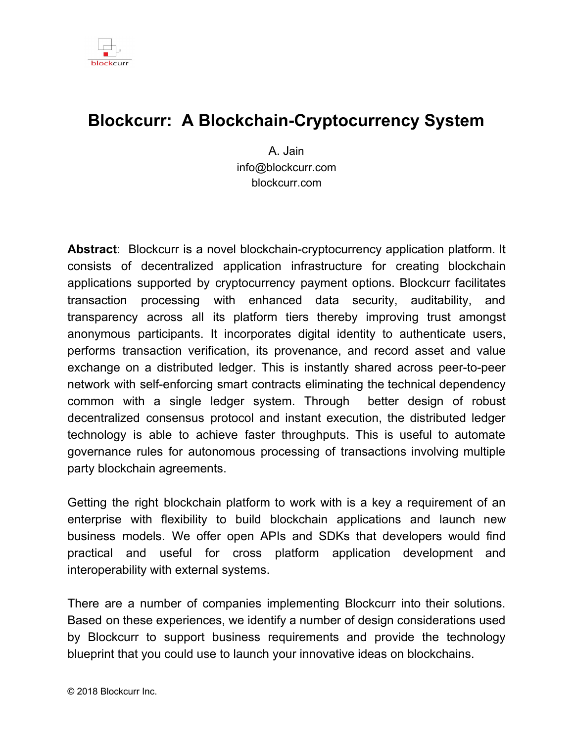# Blockcurr: A Blockchain-Cryptocurrency System

A. Jain
info@blockcurr.com
blockcurr.com

**Abstract**: Blockcurr is a novel blockchain-cryptocurrency application platform. It consists of decentralized application infrastructure for creating blockchain applications supported by cryptocurrency payment options. Blockcurr facilitates transaction processing with enhanced data security, auditability, and transparency across all its platform tiers thereby improving trust amongst anonymous participants. It incorporates digital identity to authenticate users, performs transaction verification, its provenance, and record asset and value exchange on a distributed ledger. This is instantly shared across peer-to-peer network with self-enforcing smart contracts eliminating the technical dependency common with a single ledger system. Through better design of robust decentralized consensus protocol and instant execution, the distributed ledger technology is able to achieve faster throughputs. This is useful to automate governance rules for autonomous processing of transactions involving multiple party blockchain agreements.

Getting the right blockchain platform to work with is a key a requirement of an enterprise with flexibility to build blockchain applications and launch new business models. We offer open APIs and SDKs that developers would find practical and useful for cross platform application development and interoperability with external systems.

There are a number of companies implementing Blockcurr into their solutions. Based on these experiences, we identify a number of design considerations used by Blockcurr to support business requirements and provide the technology blueprint that you could use to launch your innovative ideas on blockchains.

© 2018 Blockcurr Inc.